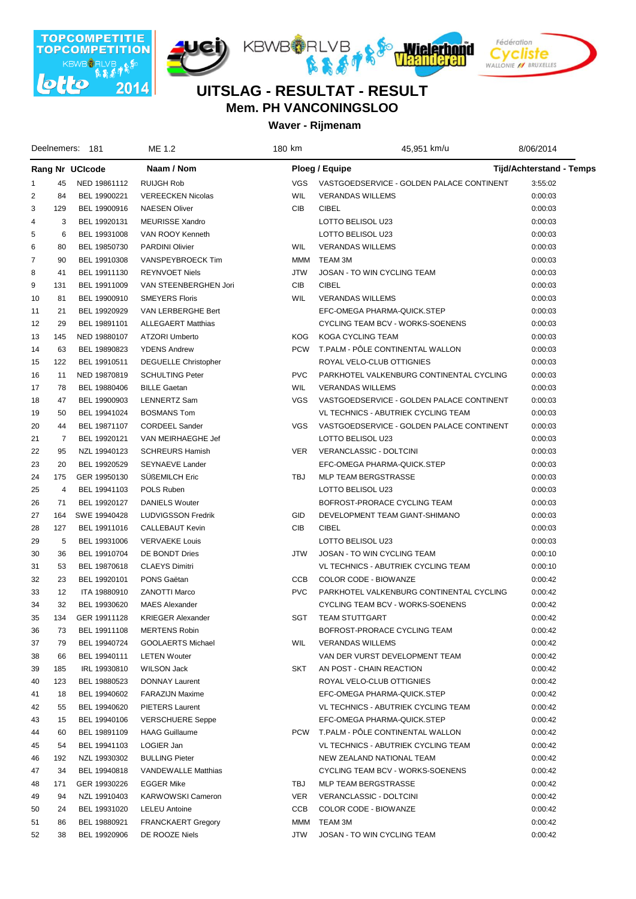# UITSLAG - RESULTAT - RESULT

## Mem. PH VANCONINGSLOO

### Waver - Rijmenam

Deelnemers: 181 | ME 1.2 | 180 km | 45,951 km/u | 8/06/2014

| Rang | Nr | UCIcode | Naam / Nom | Ploeg / Equipe | | Tijd/Achterstand - Temps |
|---|---|---|---|---|---|---|
| 1 | 45 | NED 19861112 | RUIJGH Rob | VGS | VASTGOEDSERVICE - GOLDEN PALACE CONTINENT | 3:55:02 |
| 2 | 84 | BEL 19900221 | VEREECKEN Nicolas | WIL | VERANDAS WILLEMS | 0:00:03 |
| 3 | 129 | BEL 19900916 | NAESEN Oliver | CIB | CIBEL | 0:00:03 |
| 4 | 3 | BEL 19920131 | MEURISSE Xandro | | LOTTO BELISOL U23 | 0:00:03 |
| 5 | 6 | BEL 19931008 | VAN ROOY Kenneth | | LOTTO BELISOL U23 | 0:00:03 |
| 6 | 80 | BEL 19850730 | PARDINI Olivier | WIL | VERANDAS WILLEMS | 0:00:03 |
| 7 | 90 | BEL 19910308 | VANSPEYBROECK Tim | MMM | TEAM 3M | 0:00:03 |
| 8 | 41 | BEL 19911130 | REYNVOET Niels | JTW | JOSAN - TO WIN CYCLING TEAM | 0:00:03 |
| 9 | 131 | BEL 19911009 | VAN STEENBERGHEN Jori | CIB | CIBEL | 0:00:03 |
| 10 | 81 | BEL 19900910 | SMEYERS Floris | WIL | VERANDAS WILLEMS | 0:00:03 |
| 11 | 21 | BEL 19920929 | VAN LERBERGHE Bert | | EFC-OMEGA PHARMA-QUICK.STEP | 0:00:03 |
| 12 | 29 | BEL 19891101 | ALLEGAERT Matthias | | CYCLING TEAM BCV - WORKS-SOENENS | 0:00:03 |
| 13 | 145 | NED 19880107 | ATZORI Umberto | KOG | KOGA CYCLING TEAM | 0:00:03 |
| 14 | 63 | BEL 19890823 | YDENS Andrew | PCW | T.PALM - PÔLE CONTINENTAL WALLON | 0:00:03 |
| 15 | 122 | BEL 19910511 | DEGUELLE Christopher | | ROYAL VELO-CLUB OTTIGNIES | 0:00:03 |
| 16 | 11 | NED 19870819 | SCHULTING Peter | PVC | PARKHOTEL VALKENBURG CONTINENTAL CYCLING | 0:00:03 |
| 17 | 78 | BEL 19880406 | BILLE Gaetan | WIL | VERANDAS WILLEMS | 0:00:03 |
| 18 | 47 | BEL 19900903 | LENNERTZ Sam | VGS | VASTGOEDSERVICE - GOLDEN PALACE CONTINENT | 0:00:03 |
| 19 | 50 | BEL 19941024 | BOSMANS Tom | | VL TECHNICS - ABUTRIEK CYCLING TEAM | 0:00:03 |
| 20 | 44 | BEL 19871107 | CORDEEL Sander | VGS | VASTGOEDSERVICE - GOLDEN PALACE CONTINENT | 0:00:03 |
| 21 | 7 | BEL 19920121 | VAN MEIRHAEGHE Jef | | LOTTO BELISOL U23 | 0:00:03 |
| 22 | 95 | NZL 19940123 | SCHREURS Hamish | VER | VERANCLASSIC - DOLTCINI | 0:00:03 |
| 23 | 20 | BEL 19920529 | SEYNAEVE Lander | | EFC-OMEGA PHARMA-QUICK.STEP | 0:00:03 |
| 24 | 175 | GER 19950130 | SÜßEMILCH Eric | TBJ | MLP TEAM BERGSTRASSE | 0:00:03 |
| 25 | 4 | BEL 19941103 | POLS Ruben | | LOTTO BELISOL U23 | 0:00:03 |
| 26 | 71 | BEL 19920127 | DANIELS Wouter | | BOFROST-PRORACE CYCLING TEAM | 0:00:03 |
| 27 | 164 | SWE 19940428 | LUDVIGSSON Fredrik | GID | DEVELOPMENT TEAM GIANT-SHIMANO | 0:00:03 |
| 28 | 127 | BEL 19911016 | CALLEBAUT Kevin | CIB | CIBEL | 0:00:03 |
| 29 | 5 | BEL 19931006 | VERVAEKE Louis | | LOTTO BELISOL U23 | 0:00:03 |
| 30 | 36 | BEL 19910704 | DE BONDT Dries | JTW | JOSAN - TO WIN CYCLING TEAM | 0:00:10 |
| 31 | 53 | BEL 19870618 | CLAEYS Dimitri | | VL TECHNICS - ABUTRIEK CYCLING TEAM | 0:00:10 |
| 32 | 23 | BEL 19920101 | PONS Gaëtan | CCB | COLOR CODE - BIOWANZE | 0:00:42 |
| 33 | 12 | ITA 19880910 | ZANOTTI Marco | PVC | PARKHOTEL VALKENBURG CONTINENTAL CYCLING | 0:00:42 |
| 34 | 32 | BEL 19930620 | MAES Alexander | | CYCLING TEAM BCV - WORKS-SOENENS | 0:00:42 |
| 35 | 134 | GER 19911128 | KRIEGER Alexander | SGT | TEAM STUTTGART | 0:00:42 |
| 36 | 73 | BEL 19911108 | MERTENS Robin | | BOFROST-PRORACE CYCLING TEAM | 0:00:42 |
| 37 | 79 | BEL 19940724 | GOOLAERTS Michael | WIL | VERANDAS WILLEMS | 0:00:42 |
| 38 | 66 | BEL 19940111 | LETEN Wouter | | VAN DER VURST DEVELOPMENT TEAM | 0:00:42 |
| 39 | 185 | IRL 19930810 | WILSON Jack | SKT | AN POST - CHAIN REACTION | 0:00:42 |
| 40 | 123 | BEL 19880523 | DONNAY Laurent | | ROYAL VELO-CLUB OTTIGNIES | 0:00:42 |
| 41 | 18 | BEL 19940602 | FARAZIJN Maxime | | EFC-OMEGA PHARMA-QUICK.STEP | 0:00:42 |
| 42 | 55 | BEL 19940620 | PIETERS Laurent | | VL TECHNICS - ABUTRIEK CYCLING TEAM | 0:00:42 |
| 43 | 15 | BEL 19940106 | VERSCHUERE Seppe | | EFC-OMEGA PHARMA-QUICK.STEP | 0:00:42 |
| 44 | 60 | BEL 19891109 | HAAG Guillaume | PCW | T.PALM - PÔLE CONTINENTAL WALLON | 0:00:42 |
| 45 | 54 | BEL 19941103 | LOGIER Jan | | VL TECHNICS - ABUTRIEK CYCLING TEAM | 0:00:42 |
| 46 | 192 | NZL 19930302 | BULLING Pieter | | NEW ZEALAND NATIONAL TEAM | 0:00:42 |
| 47 | 34 | BEL 19940818 | VANDEWALLE Matthias | | CYCLING TEAM BCV - WORKS-SOENENS | 0:00:42 |
| 48 | 171 | GER 19930226 | EGGER Mike | TBJ | MLP TEAM BERGSTRASSE | 0:00:42 |
| 49 | 94 | NZL 19910403 | KARWOWSKI Cameron | VER | VERANCLASSIC - DOLTCINI | 0:00:42 |
| 50 | 24 | BEL 19931020 | LELEU Antoine | CCB | COLOR CODE - BIOWANZE | 0:00:42 |
| 51 | 86 | BEL 19880921 | FRANCKAERT Gregory | MMM | TEAM 3M | 0:00:42 |
| 52 | 38 | BEL 19920906 | DE ROOZE Niels | JTW | JOSAN - TO WIN CYCLING TEAM | 0:00:42 |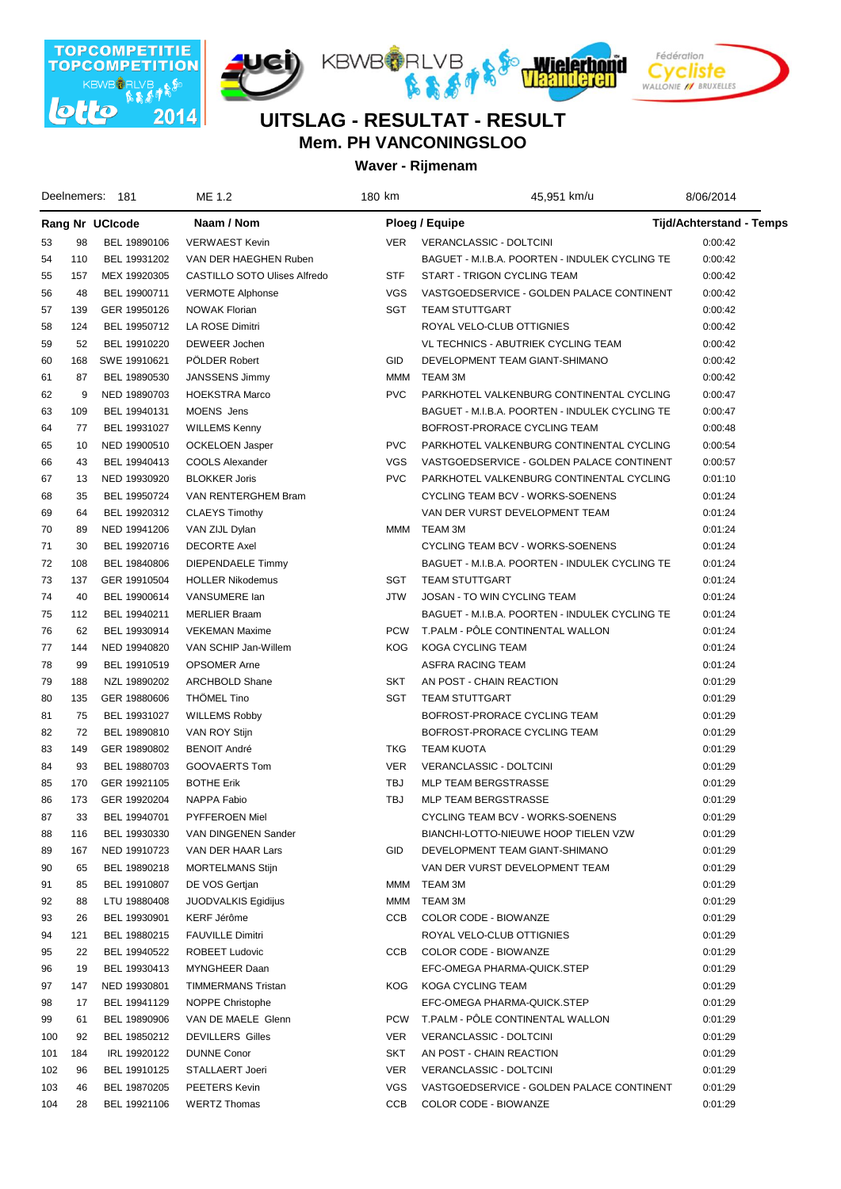# UITSLAG - RESULTAT - RESULT

## Mem. PH VANCONINGSLOO

### Waver - Rijmenam

Deelnemers: 181 | ME 1.2 | 180 km | 45,951 km/u | 8/06/2014

| Rang | Nr | UCIcode | Naam / Nom | | Ploeg / Equipe | Tijd/Achterstand - Temps |
|---|---|---|---|---|---|---|
| 53 | 98 | BEL 19890106 | VERWAEST Kevin | VER | VERANCLASSIC - DOLTCINI | 0:00:42 |
| 54 | 110 | BEL 19931202 | VAN DER HAEGHEN Ruben | | BAGUET - M.I.B.A. POORTEN - INDULEK CYCLING TE | 0:00:42 |
| 55 | 157 | MEX 19920305 | CASTILLO SOTO Ulises Alfredo | STF | START - TRIGON CYCLING TEAM | 0:00:42 |
| 56 | 48 | BEL 19900711 | VERMOTE Alphonse | VGS | VASTGOEDSERVICE - GOLDEN PALACE CONTINENT | 0:00:42 |
| 57 | 139 | GER 19950126 | NOWAK Florian | SGT | TEAM STUTTGART | 0:00:42 |
| 58 | 124 | BEL 19950712 | LA ROSE Dimitri | | ROYAL VELO-CLUB OTTIGNIES | 0:00:42 |
| 59 | 52 | BEL 19910220 | DEWEER Jochen | | VL TECHNICS - ABUTRIEK CYCLING TEAM | 0:00:42 |
| 60 | 168 | SWE 19910621 | PÖLDER Robert | GID | DEVELOPMENT TEAM GIANT-SHIMANO | 0:00:42 |
| 61 | 87 | BEL 19890530 | JANSSENS Jimmy | MMM | TEAM 3M | 0:00:42 |
| 62 | 9 | NED 19890703 | HOEKSTRA Marco | PVC | PARKHOTEL VALKENBURG CONTINENTAL CYCLING | 0:00:47 |
| 63 | 109 | BEL 19940131 | MOENS Jens | | BAGUET - M.I.B.A. POORTEN - INDULEK CYCLING TE | 0:00:47 |
| 64 | 77 | BEL 19931027 | WILLEMS Kenny | | BOFROST-PRORACE CYCLING TEAM | 0:00:48 |
| 65 | 10 | NED 19900510 | OCKELOEN Jasper | PVC | PARKHOTEL VALKENBURG CONTINENTAL CYCLING | 0:00:54 |
| 66 | 43 | BEL 19940413 | COOLS Alexander | VGS | VASTGOEDSERVICE - GOLDEN PALACE CONTINENT | 0:00:57 |
| 67 | 13 | NED 19930920 | BLOKKER Joris | PVC | PARKHOTEL VALKENBURG CONTINENTAL CYCLING | 0:01:10 |
| 68 | 35 | BEL 19950724 | VAN RENTERGHEM Bram | | CYCLING TEAM BCV - WORKS-SOENENS | 0:01:24 |
| 69 | 64 | BEL 19920312 | CLAEYS Timothy | | VAN DER VURST DEVELOPMENT TEAM | 0:01:24 |
| 70 | 89 | NED 19941206 | VAN ZIJL Dylan | MMM | TEAM 3M | 0:01:24 |
| 71 | 30 | BEL 19920716 | DECORTE Axel | | CYCLING TEAM BCV - WORKS-SOENENS | 0:01:24 |
| 72 | 108 | BEL 19840806 | DIEPENDAELE Timmy | | BAGUET - M.I.B.A. POORTEN - INDULEK CYCLING TE | 0:01:24 |
| 73 | 137 | GER 19910504 | HOLLER Nikodemus | SGT | TEAM STUTTGART | 0:01:24 |
| 74 | 40 | BEL 19900614 | VANSUMERE Ian | JTW | JOSAN - TO WIN CYCLING TEAM | 0:01:24 |
| 75 | 112 | BEL 19940211 | MERLIER Braam | | BAGUET - M.I.B.A. POORTEN - INDULEK CYCLING TE | 0:01:24 |
| 76 | 62 | BEL 19930914 | VEKEMAN Maxime | PCW | T.PALM - PÔLE CONTINENTAL WALLON | 0:01:24 |
| 77 | 144 | NED 19940820 | VAN SCHIP Jan-Willem | KOG | KOGA CYCLING TEAM | 0:01:24 |
| 78 | 99 | BEL 19910519 | OPSOMER Arne | | ASFRA RACING TEAM | 0:01:24 |
| 79 | 188 | NZL 19890202 | ARCHBOLD Shane | SKT | AN POST - CHAIN REACTION | 0:01:29 |
| 80 | 135 | GER 19880606 | THÖMEL Tino | SGT | TEAM STUTTGART | 0:01:29 |
| 81 | 75 | BEL 19931027 | WILLEMS Robby | | BOFROST-PRORACE CYCLING TEAM | 0:01:29 |
| 82 | 72 | BEL 19890810 | VAN ROY Stijn | | BOFROST-PRORACE CYCLING TEAM | 0:01:29 |
| 83 | 149 | GER 19890802 | BENOIT André | TKG | TEAM KUOTA | 0:01:29 |
| 84 | 93 | BEL 19880703 | GOOVAERTS Tom | VER | VERANCLASSIC - DOLTCINI | 0:01:29 |
| 85 | 170 | GER 19921105 | BOTHE Erik | TBJ | MLP TEAM BERGSTRASSE | 0:01:29 |
| 86 | 173 | GER 19920204 | NAPPA Fabio | TBJ | MLP TEAM BERGSTRASSE | 0:01:29 |
| 87 | 33 | BEL 19940701 | PYFFEROEN Miel | | CYCLING TEAM BCV - WORKS-SOENENS | 0:01:29 |
| 88 | 116 | BEL 19930330 | VAN DINGENEN Sander | | BIANCHI-LOTTO-NIEUWE HOOP TIELEN VZW | 0:01:29 |
| 89 | 167 | NED 19910723 | VAN DER HAAR Lars | GID | DEVELOPMENT TEAM GIANT-SHIMANO | 0:01:29 |
| 90 | 65 | BEL 19890218 | MORTELMANS Stijn | | VAN DER VURST DEVELOPMENT TEAM | 0:01:29 |
| 91 | 85 | BEL 19910807 | DE VOS Gertjan | MMM | TEAM 3M | 0:01:29 |
| 92 | 88 | LTU 19880408 | JUODVALKIS Egidijus | MMM | TEAM 3M | 0:01:29 |
| 93 | 26 | BEL 19930901 | KERF Jérôme | CCB | COLOR CODE - BIOWANZE | 0:01:29 |
| 94 | 121 | BEL 19880215 | FAUVILLE Dimitri | | ROYAL VELO-CLUB OTTIGNIES | 0:01:29 |
| 95 | 22 | BEL 19940522 | ROBEET Ludovic | CCB | COLOR CODE - BIOWANZE | 0:01:29 |
| 96 | 19 | BEL 19930413 | MYNGHEER Daan | | EFC-OMEGA PHARMA-QUICK.STEP | 0:01:29 |
| 97 | 147 | NED 19930801 | TIMMERMANS Tristan | KOG | KOGA CYCLING TEAM | 0:01:29 |
| 98 | 17 | BEL 19941129 | NOPPE Christophe | | EFC-OMEGA PHARMA-QUICK.STEP | 0:01:29 |
| 99 | 61 | BEL 19890906 | VAN DE MAELE Glenn | PCW | T.PALM - PÔLE CONTINENTAL WALLON | 0:01:29 |
| 100 | 92 | BEL 19850212 | DEVILLERS Gilles | VER | VERANCLASSIC - DOLTCINI | 0:01:29 |
| 101 | 184 | IRL 19920122 | DUNNE Conor | SKT | AN POST - CHAIN REACTION | 0:01:29 |
| 102 | 96 | BEL 19910125 | STALLAERT Joeri | VER | VERANCLASSIC - DOLTCINI | 0:01:29 |
| 103 | 46 | BEL 19870205 | PEETERS Kevin | VGS | VASTGOEDSERVICE - GOLDEN PALACE CONTINENT | 0:01:29 |
| 104 | 28 | BEL 19921106 | WERTZ Thomas | CCB | COLOR CODE - BIOWANZE | 0:01:29 |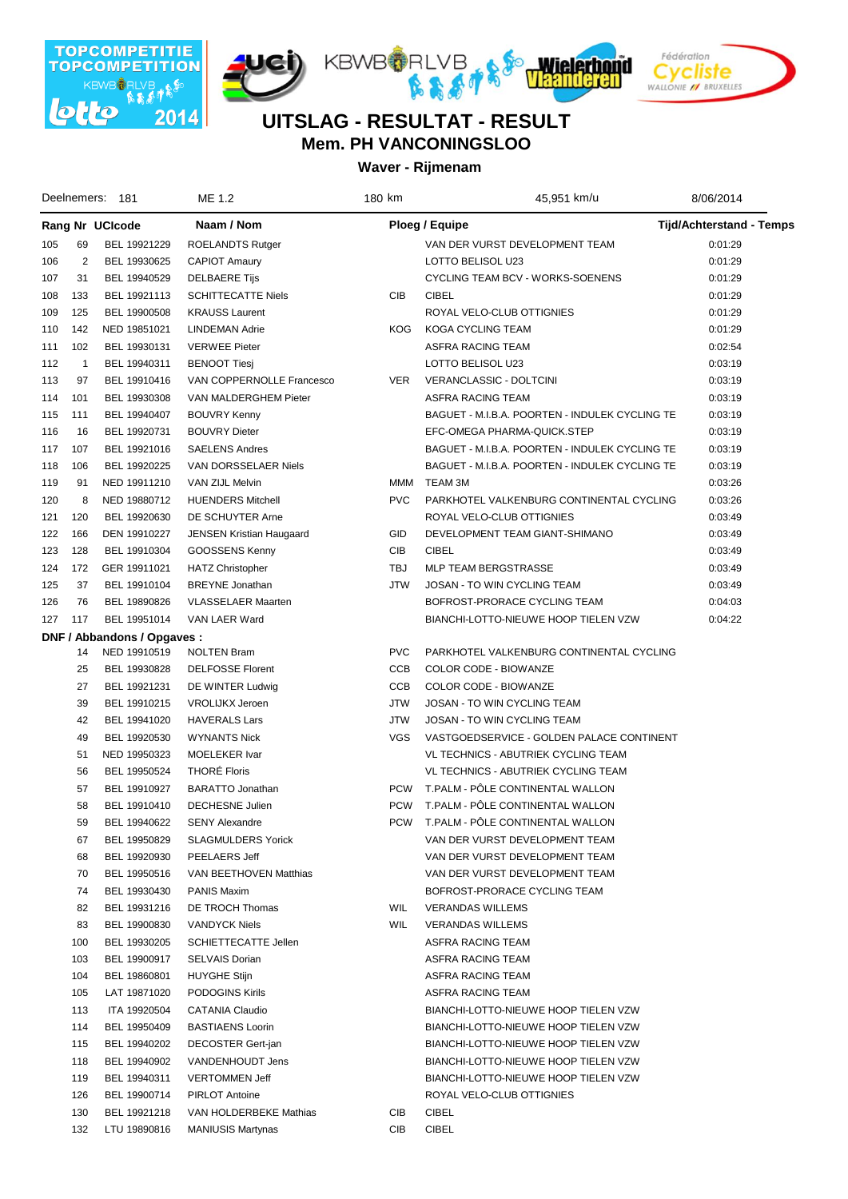TOPCOMPETITIE TOPCOMPETITION KBWB RLVB lotto 2014

# UITSLAG - RESULTAT - RESULT

## Mem. PH VANCONINGSLOO

### Waver - Rijmenam

| Deelnemers: 181 | ME 1.2 | 180 km | 45,951 km/u | 8/06/2014 |
|---|---|---|---|---|

| Rang | Nr | UCIcode | Naam / Nom | | Ploeg / Equipe | Tijd/Achterstand - Temps |
|---|---|---|---|---|---|---|
| 105 | 69 | BEL 19921229 | ROELANDTS Rutger | | VAN DER VURST DEVELOPMENT TEAM | 0:01:29 |
| 106 | 2 | BEL 19930625 | CAPIOT Amaury | | LOTTO BELISOL U23 | 0:01:29 |
| 107 | 31 | BEL 19940529 | DELBAERE Tijs | | CYCLING TEAM BCV - WORKS-SOENENS | 0:01:29 |
| 108 | 133 | BEL 19921113 | SCHITTECATTE Niels | CIB | CIBEL | 0:01:29 |
| 109 | 125 | BEL 19900508 | KRAUSS Laurent | | ROYAL VELO-CLUB OTTIGNIES | 0:01:29 |
| 110 | 142 | NED 19851021 | LINDEMAN Adrie | KOG | KOGA CYCLING TEAM | 0:01:29 |
| 111 | 102 | BEL 19930131 | VERWEE Pieter | | ASFRA RACING TEAM | 0:02:54 |
| 112 | 1 | BEL 19940311 | BENOOT Tiesj | | LOTTO BELISOL U23 | 0:03:19 |
| 113 | 97 | BEL 19910416 | VAN COPPERNOLLE Francesco | VER | VERANCLASSIC - DOLTCINI | 0:03:19 |
| 114 | 101 | BEL 19930308 | VAN MALDERGHEM Pieter | | ASFRA RACING TEAM | 0:03:19 |
| 115 | 111 | BEL 19940407 | BOUVRY Kenny | | BAGUET - M.I.B.A. POORTEN - INDULEK CYCLING TE | 0:03:19 |
| 116 | 16 | BEL 19920731 | BOUVRY Dieter | | EFC-OMEGA PHARMA-QUICK.STEP | 0:03:19 |
| 117 | 107 | BEL 19921016 | SAELENS Andres | | BAGUET - M.I.B.A. POORTEN - INDULEK CYCLING TE | 0:03:19 |
| 118 | 106 | BEL 19920225 | VAN DORSSELAER Niels | | BAGUET - M.I.B.A. POORTEN - INDULEK CYCLING TE | 0:03:19 |
| 119 | 91 | NED 19911210 | VAN ZIJL Melvin | MMM | TEAM 3M | 0:03:26 |
| 120 | 8 | NED 19880712 | HUENDERS Mitchell | PVC | PARKHOTEL VALKENBURG CONTINENTAL CYCLING | 0:03:26 |
| 121 | 120 | BEL 19920630 | DE SCHUYTER Arne | | ROYAL VELO-CLUB OTTIGNIES | 0:03:49 |
| 122 | 166 | DEN 19910227 | JENSEN Kristian Haugaard | GID | DEVELOPMENT TEAM GIANT-SHIMANO | 0:03:49 |
| 123 | 128 | BEL 19910304 | GOOSSENS Kenny | CIB | CIBEL | 0:03:49 |
| 124 | 172 | GER 19911021 | HATZ Christopher | TBJ | MLP TEAM BERGSTRASSE | 0:03:49 |
| 125 | 37 | BEL 19910104 | BREYNE Jonathan | JTW | JOSAN - TO WIN CYCLING TEAM | 0:03:49 |
| 126 | 76 | BEL 19890826 | VLASSELAER Maarten | | BOFROST-PRORACE CYCLING TEAM | 0:04:03 |
| 127 | 117 | BEL 19951014 | VAN LAER Ward | | BIANCHI-LOTTO-NIEUWE HOOP TIELEN VZW | 0:04:22 |

**DNF / Abbandons / Opgaves :**

| Nr | UCIcode | Naam / Nom | | Ploeg / Equipe |
|---|---|---|---|---|
| 14 | NED 19910519 | NOLTEN Bram | PVC | PARKHOTEL VALKENBURG CONTINENTAL CYCLING |
| 25 | BEL 19930828 | DELFOSSE Florent | CCB | COLOR CODE - BIOWANZE |
| 27 | BEL 19921231 | DE WINTER Ludwig | CCB | COLOR CODE - BIOWANZE |
| 39 | BEL 19910215 | VROLIJKX Jeroen | JTW | JOSAN - TO WIN CYCLING TEAM |
| 42 | BEL 19941020 | HAVERALS Lars | JTW | JOSAN - TO WIN CYCLING TEAM |
| 49 | BEL 19920530 | WYNANTS Nick | VGS | VASTGOEDSERVICE - GOLDEN PALACE CONTINENT |
| 51 | NED 19950323 | MOELEKER Ivar | | VL TECHNICS - ABUTRIEK CYCLING TEAM |
| 56 | BEL 19950524 | THORÉ Floris | | VL TECHNICS - ABUTRIEK CYCLING TEAM |
| 57 | BEL 19910927 | BARATTO Jonathan | PCW | T.PALM - PÔLE CONTINENTAL WALLON |
| 58 | BEL 19910410 | DECHESNE Julien | PCW | T.PALM - PÔLE CONTINENTAL WALLON |
| 59 | BEL 19940622 | SENY Alexandre | PCW | T.PALM - PÔLE CONTINENTAL WALLON |
| 67 | BEL 19950829 | SLAGMULDERS Yorick | | VAN DER VURST DEVELOPMENT TEAM |
| 68 | BEL 19920930 | PEELAERS Jeff | | VAN DER VURST DEVELOPMENT TEAM |
| 70 | BEL 19950516 | VAN BEETHOVEN Matthias | | VAN DER VURST DEVELOPMENT TEAM |
| 74 | BEL 19930430 | PANIS Maxim | | BOFROST-PRORACE CYCLING TEAM |
| 82 | BEL 19931216 | DE TROCH Thomas | WIL | VERANDAS WILLEMS |
| 83 | BEL 19900830 | VANDYCK Niels | WIL | VERANDAS WILLEMS |
| 100 | BEL 19930205 | SCHIETTECATTE Jellen | | ASFRA RACING TEAM |
| 103 | BEL 19900917 | SELVAIS Dorian | | ASFRA RACING TEAM |
| 104 | BEL 19860801 | HUYGHE Stijn | | ASFRA RACING TEAM |
| 105 | LAT 19871020 | PODOGINS Kirils | | ASFRA RACING TEAM |
| 113 | ITA 19920504 | CATANIA Claudio | | BIANCHI-LOTTO-NIEUWE HOOP TIELEN VZW |
| 114 | BEL 19950409 | BASTIAENS Loorin | | BIANCHI-LOTTO-NIEUWE HOOP TIELEN VZW |
| 115 | BEL 19940202 | DECOSTER Gert-jan | | BIANCHI-LOTTO-NIEUWE HOOP TIELEN VZW |
| 118 | BEL 19940902 | VANDENHOUDT Jens | | BIANCHI-LOTTO-NIEUWE HOOP TIELEN VZW |
| 119 | BEL 19940311 | VERTOMMEN Jeff | | BIANCHI-LOTTO-NIEUWE HOOP TIELEN VZW |
| 126 | BEL 19900714 | PIRLOT Antoine | | ROYAL VELO-CLUB OTTIGNIES |
| 130 | BEL 19921218 | VAN HOLDERBEKE Mathias | CIB | CIBEL |
| 132 | LTU 19890816 | MANIUSIS Martynas | CIB | CIBEL |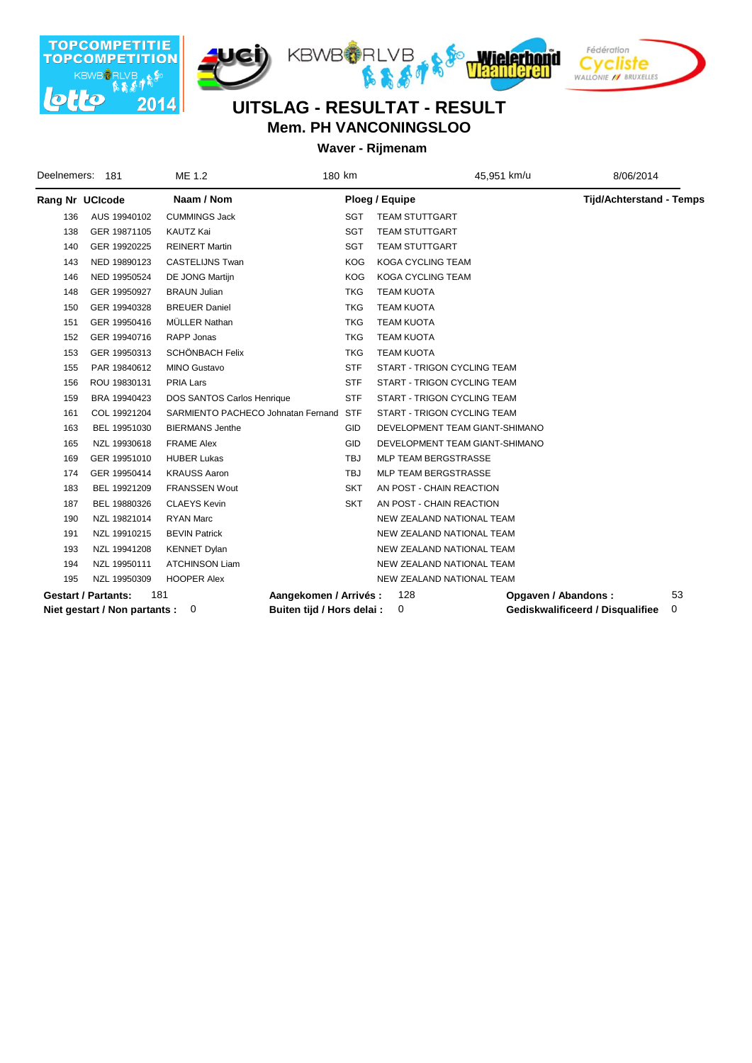# UITSLAG - RESULTAT - RESULT

## Mem. PH VANCONINGSLOO

### Waver - Rijmenam

| Deelnemers: 181 | ME 1.2 | 180 km | 45,951 km/u | 8/06/2014 |
|---|---|---|---|---|

| Rang | Nr UCIcode | Naam / Nom | Ploeg / Equipe | | Tijd/Achterstand - Temps |
|---|---|---|---|---|---|
| 136 | AUS 19940102 | CUMMINGS Jack | SGT | TEAM STUTTGART | |
| 138 | GER 19871105 | KAUTZ Kai | SGT | TEAM STUTTGART | |
| 140 | GER 19920225 | REINERT Martin | SGT | TEAM STUTTGART | |
| 143 | NED 19890123 | CASTELIJNS Twan | KOG | KOGA CYCLING TEAM | |
| 146 | NED 19950524 | DE JONG Martijn | KOG | KOGA CYCLING TEAM | |
| 148 | GER 19950927 | BRAUN Julian | TKG | TEAM KUOTA | |
| 150 | GER 19940328 | BREUER Daniel | TKG | TEAM KUOTA | |
| 151 | GER 19950416 | MÜLLER Nathan | TKG | TEAM KUOTA | |
| 152 | GER 19940716 | RAPP Jonas | TKG | TEAM KUOTA | |
| 153 | GER 19950313 | SCHÖNBACH Felix | TKG | TEAM KUOTA | |
| 155 | PAR 19840612 | MINO Gustavo | STF | START - TRIGON CYCLING TEAM | |
| 156 | ROU 19830131 | PRIA Lars | STF | START - TRIGON CYCLING TEAM | |
| 159 | BRA 19940423 | DOS SANTOS Carlos Henrique | STF | START - TRIGON CYCLING TEAM | |
| 161 | COL 19921204 | SARMIENTO PACHECO Johnatan Fernand | STF | START - TRIGON CYCLING TEAM | |
| 163 | BEL 19951030 | BIERMANS Jenthe | GID | DEVELOPMENT TEAM GIANT-SHIMANO | |
| 165 | NZL 19930618 | FRAME Alex | GID | DEVELOPMENT TEAM GIANT-SHIMANO | |
| 169 | GER 19951010 | HUBER Lukas | TBJ | MLP TEAM BERGSTRASSE | |
| 174 | GER 19950414 | KRAUSS Aaron | TBJ | MLP TEAM BERGSTRASSE | |
| 183 | BEL 19921209 | FRANSSEN Wout | SKT | AN POST - CHAIN REACTION | |
| 187 | BEL 19880326 | CLAEYS Kevin | SKT | AN POST - CHAIN REACTION | |
| 190 | NZL 19821014 | RYAN Marc | | NEW ZEALAND NATIONAL TEAM | |
| 191 | NZL 19910215 | BEVIN Patrick | | NEW ZEALAND NATIONAL TEAM | |
| 193 | NZL 19941208 | KENNET Dylan | | NEW ZEALAND NATIONAL TEAM | |
| 194 | NZL 19950111 | ATCHINSON Liam | | NEW ZEALAND NATIONAL TEAM | |
| 195 | NZL 19950309 | HOOPER Alex | | NEW ZEALAND NATIONAL TEAM | |

| | | | | | |
|---|---|---|---|---|---|
| **Gestart / Partants:** | 181 | **Aangekomen / Arrivés :** | 128 | **Opgaven / Abandons :** | 53 |
| **Niet gestart / Non partants :** | 0 | **Buiten tijd / Hors delai :** | 0 | **Gediskwalificeerd / Disqualifiee** | 0 |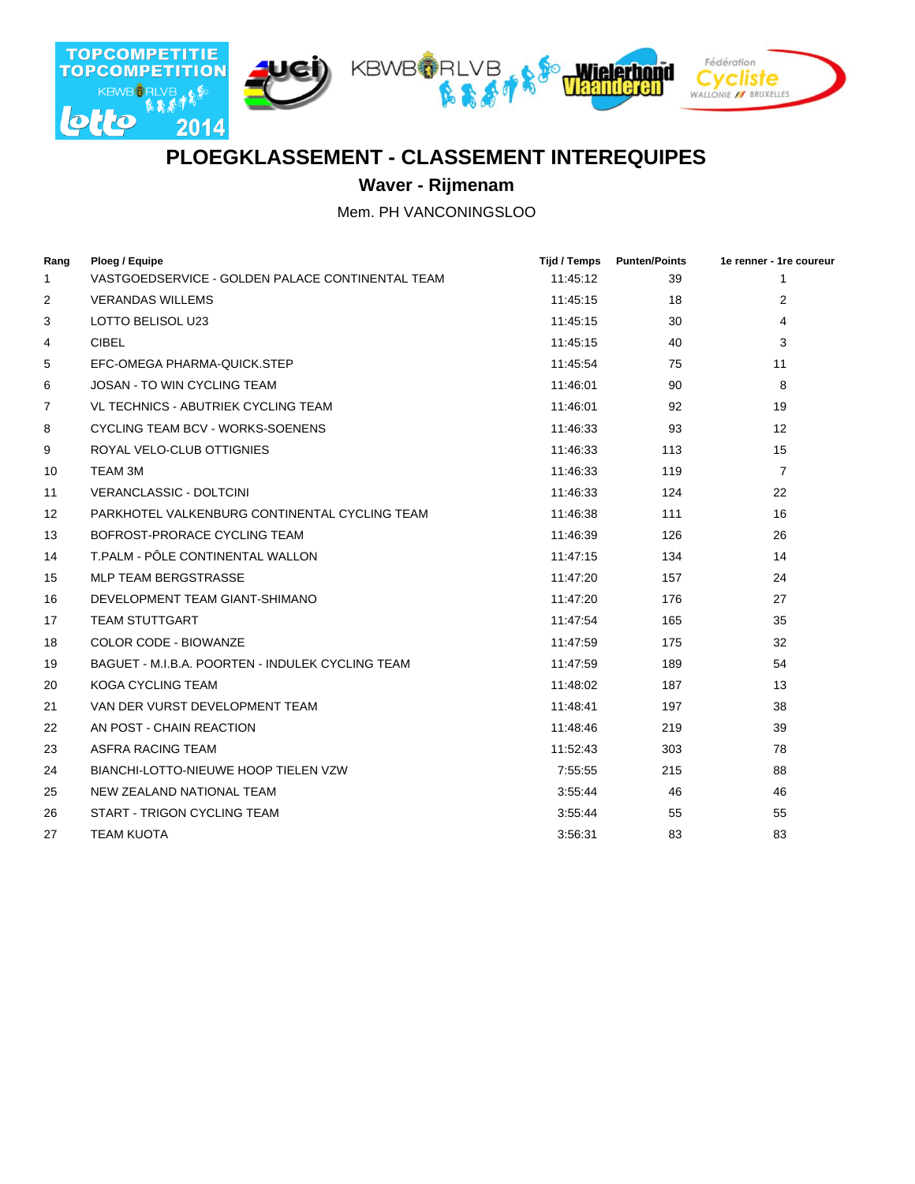# PLOEGKLASSEMENT - CLASSEMENT INTEREQUIPES

## Waver - Rijmenam

Mem. PH VANCONINGSLOO

| Rang | Ploeg / Equipe | Tijd / Temps | Punten/Points | 1e renner - 1re coureur |
|---|---|---|---|---|
| 1 | VASTGOEDSERVICE - GOLDEN PALACE CONTINENTAL TEAM | 11:45:12 | 39 | 1 |
| 2 | VERANDAS WILLEMS | 11:45:15 | 18 | 2 |
| 3 | LOTTO BELISOL U23 | 11:45:15 | 30 | 4 |
| 4 | CIBEL | 11:45:15 | 40 | 3 |
| 5 | EFC-OMEGA PHARMA-QUICK.STEP | 11:45:54 | 75 | 11 |
| 6 | JOSAN - TO WIN CYCLING TEAM | 11:46:01 | 90 | 8 |
| 7 | VL TECHNICS - ABUTRIEK CYCLING TEAM | 11:46:01 | 92 | 19 |
| 8 | CYCLING TEAM BCV - WORKS-SOENENS | 11:46:33 | 93 | 12 |
| 9 | ROYAL VELO-CLUB OTTIGNIES | 11:46:33 | 113 | 15 |
| 10 | TEAM 3M | 11:46:33 | 119 | 7 |
| 11 | VERANCLASSIC - DOLTCINI | 11:46:33 | 124 | 22 |
| 12 | PARKHOTEL VALKENBURG CONTINENTAL CYCLING TEAM | 11:46:38 | 111 | 16 |
| 13 | BOFROST-PRORACE CYCLING TEAM | 11:46:39 | 126 | 26 |
| 14 | T.PALM - PÔLE CONTINENTAL WALLON | 11:47:15 | 134 | 14 |
| 15 | MLP TEAM BERGSTRASSE | 11:47:20 | 157 | 24 |
| 16 | DEVELOPMENT TEAM GIANT-SHIMANO | 11:47:20 | 176 | 27 |
| 17 | TEAM STUTTGART | 11:47:54 | 165 | 35 |
| 18 | COLOR CODE - BIOWANZE | 11:47:59 | 175 | 32 |
| 19 | BAGUET - M.I.B.A. POORTEN - INDULEK CYCLING TEAM | 11:47:59 | 189 | 54 |
| 20 | KOGA CYCLING TEAM | 11:48:02 | 187 | 13 |
| 21 | VAN DER VURST DEVELOPMENT TEAM | 11:48:41 | 197 | 38 |
| 22 | AN POST - CHAIN REACTION | 11:48:46 | 219 | 39 |
| 23 | ASFRA RACING TEAM | 11:52:43 | 303 | 78 |
| 24 | BIANCHI-LOTTO-NIEUWE HOOP TIELEN VZW | 7:55:55 | 215 | 88 |
| 25 | NEW ZEALAND NATIONAL TEAM | 3:55:44 | 46 | 46 |
| 26 | START - TRIGON CYCLING TEAM | 3:55:44 | 55 | 55 |
| 27 | TEAM KUOTA | 3:56:31 | 83 | 83 |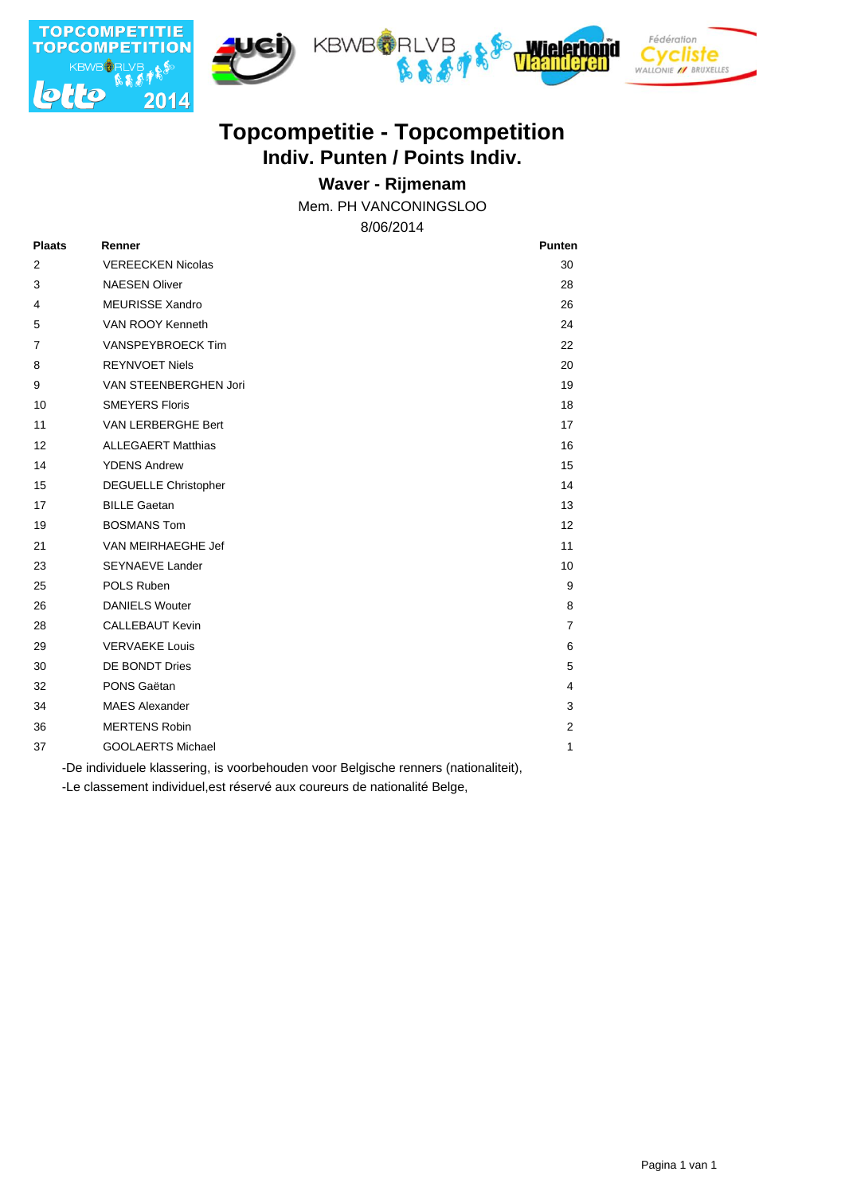# Topcompetitie - Topcompetition

## Indiv. Punten / Points Indiv.

### Waver - Rijmenam

Mem. PH VANCONINGSLOO

8/06/2014

| Plaats | Renner | Punten |
|---|---|---|
| 2 | VEREECKEN Nicolas | 30 |
| 3 | NAESEN Oliver | 28 |
| 4 | MEURISSE Xandro | 26 |
| 5 | VAN ROOY Kenneth | 24 |
| 7 | VANSPEYBROECK Tim | 22 |
| 8 | REYNVOET Niels | 20 |
| 9 | VAN STEENBERGHEN Jori | 19 |
| 10 | SMEYERS Floris | 18 |
| 11 | VAN LERBERGHE Bert | 17 |
| 12 | ALLEGAERT Matthias | 16 |
| 14 | YDENS Andrew | 15 |
| 15 | DEGUELLE Christopher | 14 |
| 17 | BILLE Gaetan | 13 |
| 19 | BOSMANS Tom | 12 |
| 21 | VAN MEIRHAEGHE Jef | 11 |
| 23 | SEYNAEVE Lander | 10 |
| 25 | POLS Ruben | 9 |
| 26 | DANIELS Wouter | 8 |
| 28 | CALLEBAUT Kevin | 7 |
| 29 | VERVAEKE Louis | 6 |
| 30 | DE BONDT Dries | 5 |
| 32 | PONS Gaëtan | 4 |
| 34 | MAES Alexander | 3 |
| 36 | MERTENS Robin | 2 |
| 37 | GOOLAERTS Michael | 1 |

-De individuele klassering, is voorbehouden voor Belgische renners (nationaliteit),

-Le classement individuel,est réservé aux coureurs de nationalité Belge,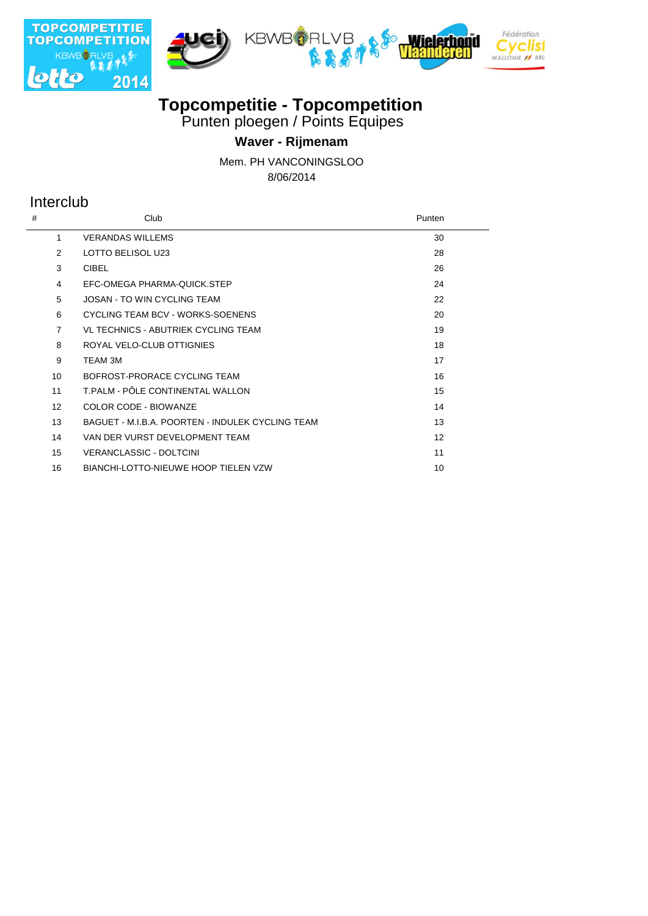# Topcompetitie - Topcompetition

Punten ploegen / Points Equipes

**Waver - Rijmenam**

Mem. PH VANCONINGSLOO

8/06/2014

## Interclub

| # | Club | Punten |
|---|---|---|
| 1 | VERANDAS WILLEMS | 30 |
| 2 | LOTTO BELISOL U23 | 28 |
| 3 | CIBEL | 26 |
| 4 | EFC-OMEGA PHARMA-QUICK.STEP | 24 |
| 5 | JOSAN - TO WIN CYCLING TEAM | 22 |
| 6 | CYCLING TEAM BCV - WORKS-SOENENS | 20 |
| 7 | VL TECHNICS - ABUTRIEK CYCLING TEAM | 19 |
| 8 | ROYAL VELO-CLUB OTTIGNIES | 18 |
| 9 | TEAM 3M | 17 |
| 10 | BOFROST-PRORACE CYCLING TEAM | 16 |
| 11 | T.PALM - PÔLE CONTINENTAL WALLON | 15 |
| 12 | COLOR CODE - BIOWANZE | 14 |
| 13 | BAGUET - M.I.B.A. POORTEN - INDULEK CYCLING TEAM | 13 |
| 14 | VAN DER VURST DEVELOPMENT TEAM | 12 |
| 15 | VERANCLASSIC - DOLTCINI | 11 |
| 16 | BIANCHI-LOTTO-NIEUWE HOOP TIELEN VZW | 10 |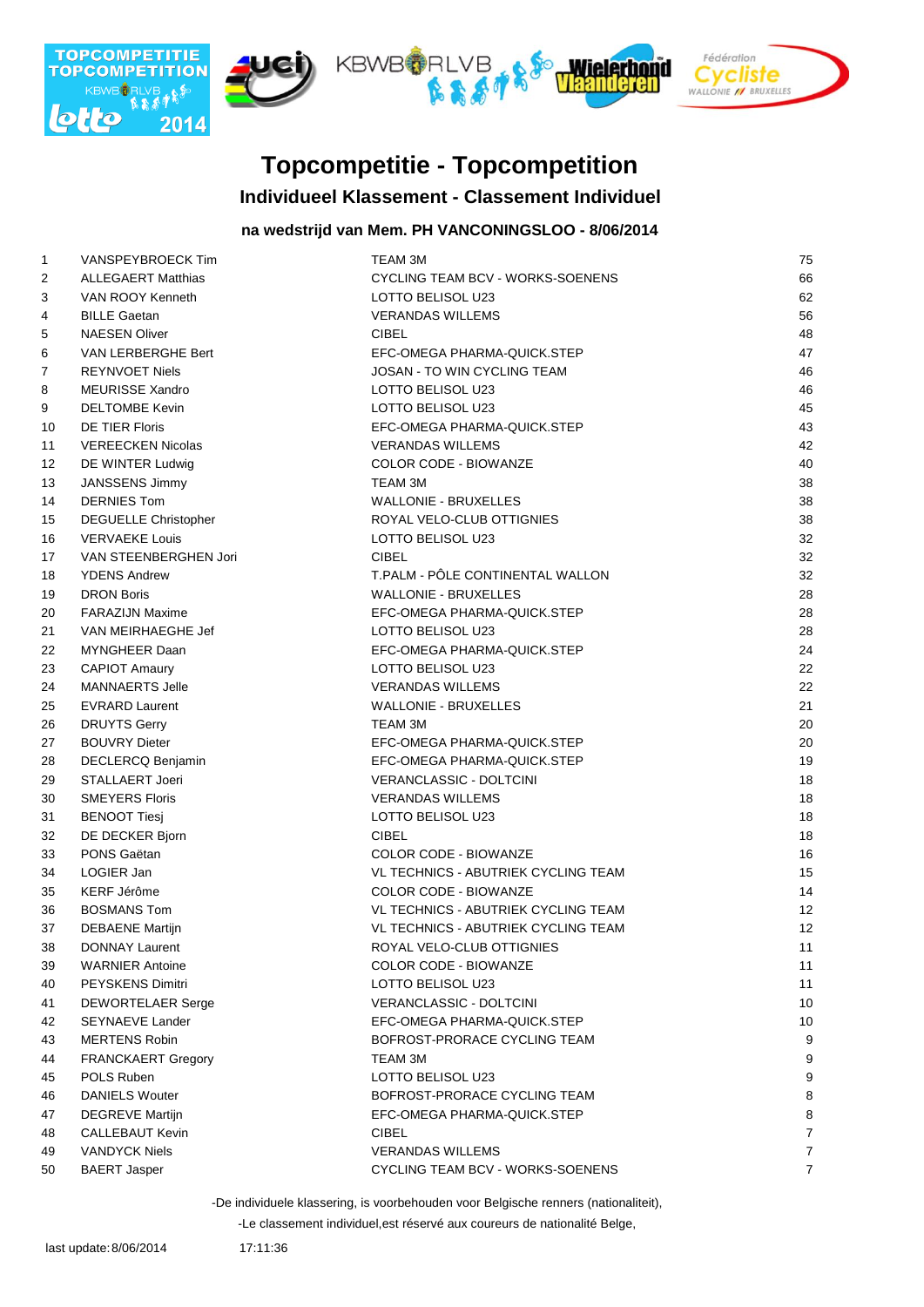# Topcompetitie - Topcompetition

## Individueel Klassement - Classement Individuel

### na wedstrijd van Mem. PH VANCONINGSLOO - 8/06/2014

| | | | |
|---|---|---|---|
| 1 | VANSPEYBROECK Tim | TEAM 3M | 75 |
| 2 | ALLEGAERT Matthias | CYCLING TEAM BCV - WORKS-SOENENS | 66 |
| 3 | VAN ROOY Kenneth | LOTTO BELISOL U23 | 62 |
| 4 | BILLE Gaetan | VERANDAS WILLEMS | 56 |
| 5 | NAESEN Oliver | CIBEL | 48 |
| 6 | VAN LERBERGHE Bert | EFC-OMEGA PHARMA-QUICK.STEP | 47 |
| 7 | REYNVOET Niels | JOSAN - TO WIN CYCLING TEAM | 46 |
| 8 | MEURISSE Xandro | LOTTO BELISOL U23 | 46 |
| 9 | DELTOMBE Kevin | LOTTO BELISOL U23 | 45 |
| 10 | DE TIER Floris | EFC-OMEGA PHARMA-QUICK.STEP | 43 |
| 11 | VEREECKEN Nicolas | VERANDAS WILLEMS | 42 |
| 12 | DE WINTER Ludwig | COLOR CODE - BIOWANZE | 40 |
| 13 | JANSSENS Jimmy | TEAM 3M | 38 |
| 14 | DERNIES Tom | WALLONIE - BRUXELLES | 38 |
| 15 | DEGUELLE Christopher | ROYAL VELO-CLUB OTTIGNIES | 38 |
| 16 | VERVAEKE Louis | LOTTO BELISOL U23 | 32 |
| 17 | VAN STEENBERGHEN Jori | CIBEL | 32 |
| 18 | YDENS Andrew | T.PALM - PÔLE CONTINENTAL WALLON | 32 |
| 19 | DRON Boris | WALLONIE - BRUXELLES | 28 |
| 20 | FARAZIJN Maxime | EFC-OMEGA PHARMA-QUICK.STEP | 28 |
| 21 | VAN MEIRHAEGHE Jef | LOTTO BELISOL U23 | 28 |
| 22 | MYNGHEER Daan | EFC-OMEGA PHARMA-QUICK.STEP | 24 |
| 23 | CAPIOT Amaury | LOTTO BELISOL U23 | 22 |
| 24 | MANNAERTS Jelle | VERANDAS WILLEMS | 22 |
| 25 | EVRARD Laurent | WALLONIE - BRUXELLES | 21 |
| 26 | DRUYTS Gerry | TEAM 3M | 20 |
| 27 | BOUVRY Dieter | EFC-OMEGA PHARMA-QUICK.STEP | 20 |
| 28 | DECLERCQ Benjamin | EFC-OMEGA PHARMA-QUICK.STEP | 19 |
| 29 | STALLAERT Joeri | VERANCLASSIC - DOLTCINI | 18 |
| 30 | SMEYERS Floris | VERANDAS WILLEMS | 18 |
| 31 | BENOOT Tiesj | LOTTO BELISOL U23 | 18 |
| 32 | DE DECKER Bjorn | CIBEL | 18 |
| 33 | PONS Gaëtan | COLOR CODE - BIOWANZE | 16 |
| 34 | LOGIER Jan | VL TECHNICS - ABUTRIEK CYCLING TEAM | 15 |
| 35 | KERF Jérôme | COLOR CODE - BIOWANZE | 14 |
| 36 | BOSMANS Tom | VL TECHNICS - ABUTRIEK CYCLING TEAM | 12 |
| 37 | DEBAENE Martijn | VL TECHNICS - ABUTRIEK CYCLING TEAM | 12 |
| 38 | DONNAY Laurent | ROYAL VELO-CLUB OTTIGNIES | 11 |
| 39 | WARNIER Antoine | COLOR CODE - BIOWANZE | 11 |
| 40 | PEYSKENS Dimitri | LOTTO BELISOL U23 | 11 |
| 41 | DEWORTELAER Serge | VERANCLASSIC - DOLTCINI | 10 |
| 42 | SEYNAEVE Lander | EFC-OMEGA PHARMA-QUICK.STEP | 10 |
| 43 | MERTENS Robin | BOFROST-PRORACE CYCLING TEAM | 9 |
| 44 | FRANCKAERT Gregory | TEAM 3M | 9 |
| 45 | POLS Ruben | LOTTO BELISOL U23 | 9 |
| 46 | DANIELS Wouter | BOFROST-PRORACE CYCLING TEAM | 8 |
| 47 | DEGREVE Martijn | EFC-OMEGA PHARMA-QUICK.STEP | 8 |
| 48 | CALLEBAUT Kevin | CIBEL | 7 |
| 49 | VANDYCK Niels | VERANDAS WILLEMS | 7 |
| 50 | BAERT Jasper | CYCLING TEAM BCV - WORKS-SOENENS | 7 |

-De individuele klassering, is voorbehouden voor Belgische renners (nationaliteit),

-Le classement individuel,est réservé aux coureurs de nationalité Belge,

last update: 8/06/2014 17:11:36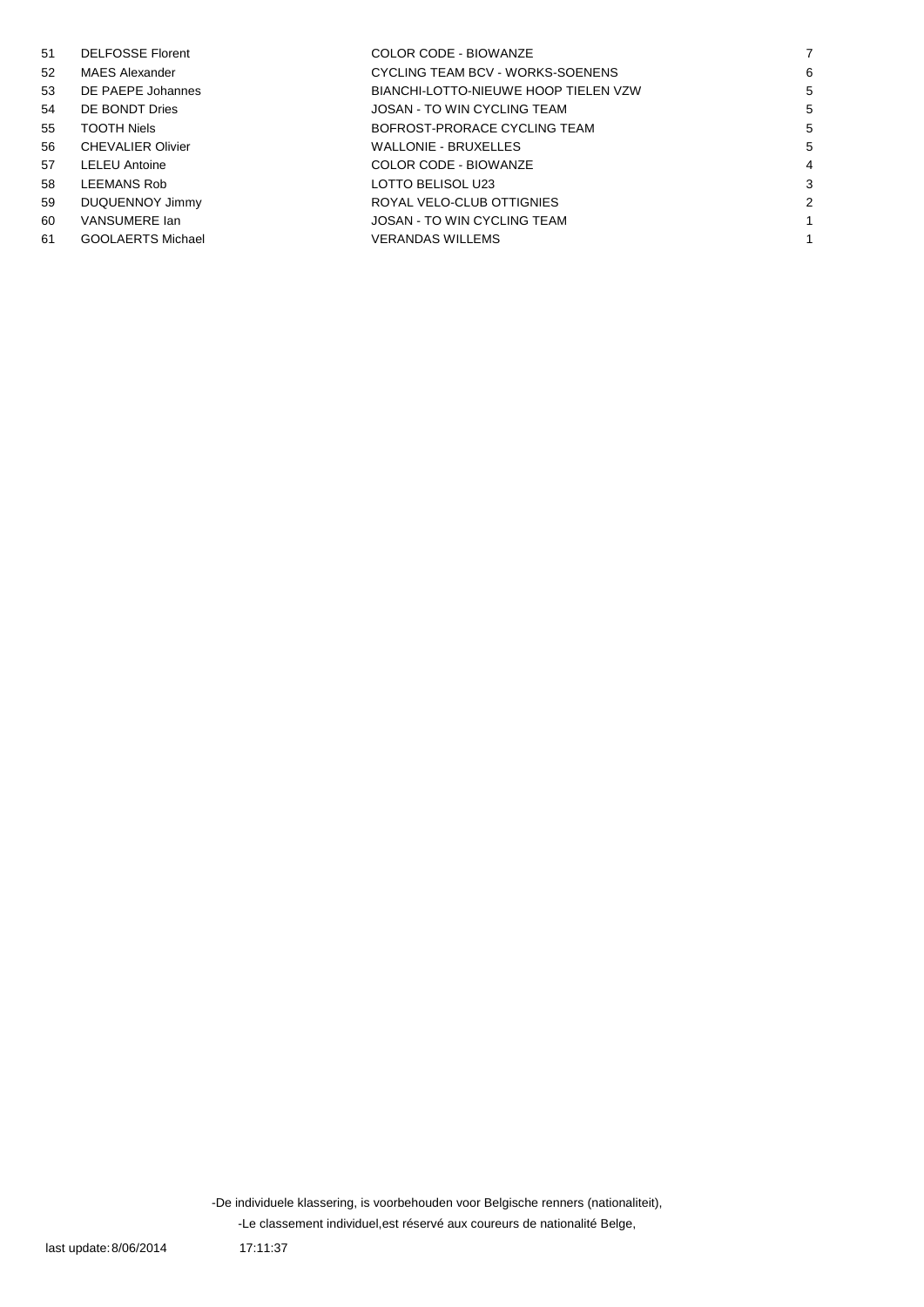| | | | |
|---|---|---|---|
| 51 | DELFOSSE Florent | COLOR CODE - BIOWANZE | 7 |
| 52 | MAES Alexander | CYCLING TEAM BCV - WORKS-SOENENS | 6 |
| 53 | DE PAEPE Johannes | BIANCHI-LOTTO-NIEUWE HOOP TIELEN VZW | 5 |
| 54 | DE BONDT Dries | JOSAN - TO WIN CYCLING TEAM | 5 |
| 55 | TOOTH Niels | BOFROST-PRORACE CYCLING TEAM | 5 |
| 56 | CHEVALIER Olivier | WALLONIE - BRUXELLES | 5 |
| 57 | LELEU Antoine | COLOR CODE - BIOWANZE | 4 |
| 58 | LEEMANS Rob | LOTTO BELISOL U23 | 3 |
| 59 | DUQUENNOY Jimmy | ROYAL VELO-CLUB OTTIGNIES | 2 |
| 60 | VANSUMERE Ian | JOSAN - TO WIN CYCLING TEAM | 1 |
| 61 | GOOLAERTS Michael | VERANDAS WILLEMS | 1 |

-De individuele klassering, is voorbehouden voor Belgische renners (nationaliteit),

-Le classement individuel,est réservé aux coureurs de nationalité Belge,

last update: 8/06/2014 17:11:37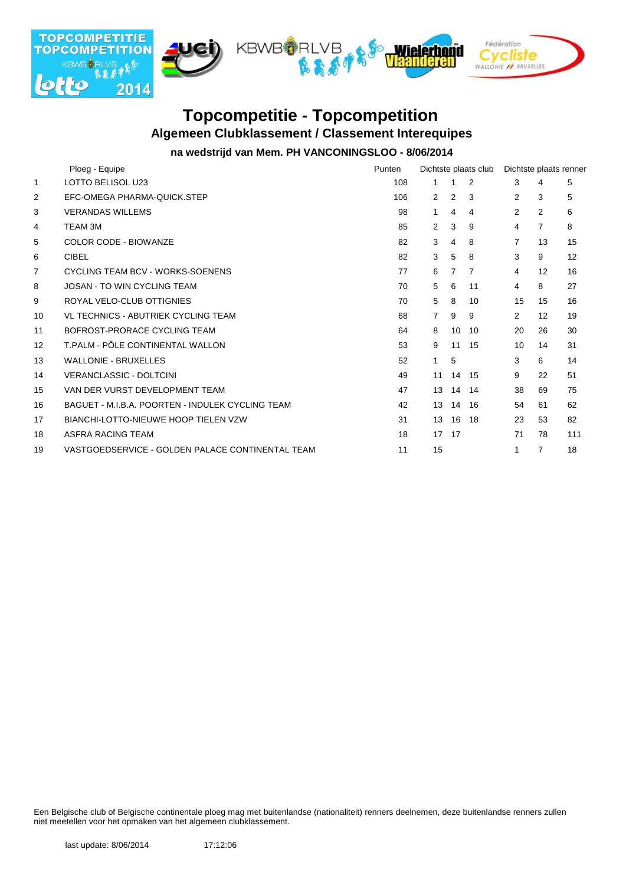# Topcompetitie - Topcompetition

## Algemeen Clubklassement / Classement Interequipes

### na wedstrijd van Mem. PH VANCONINGSLOO - 8/06/2014

| | Ploeg - Equipe | Punten | Dichtste plaats club | | | Dichtste plaats renner | | |
|---|---|---|---|---|---|---|---|---|
| 1 | LOTTO BELISOL U23 | 108 | 1 | 1 | 2 | 3 | 4 | 5 |
| 2 | EFC-OMEGA PHARMA-QUICK.STEP | 106 | 2 | 2 | 3 | 2 | 3 | 5 |
| 3 | VERANDAS WILLEMS | 98 | 1 | 4 | 4 | 2 | 2 | 6 |
| 4 | TEAM 3M | 85 | 2 | 3 | 9 | 4 | 7 | 8 |
| 5 | COLOR CODE - BIOWANZE | 82 | 3 | 4 | 8 | 7 | 13 | 15 |
| 6 | CIBEL | 82 | 3 | 5 | 8 | 3 | 9 | 12 |
| 7 | CYCLING TEAM BCV - WORKS-SOENENS | 77 | 6 | 7 | 7 | 4 | 12 | 16 |
| 8 | JOSAN - TO WIN CYCLING TEAM | 70 | 5 | 6 | 11 | 4 | 8 | 27 |
| 9 | ROYAL VELO-CLUB OTTIGNIES | 70 | 5 | 8 | 10 | 15 | 15 | 16 |
| 10 | VL TECHNICS - ABUTRIEK CYCLING TEAM | 68 | 7 | 9 | 9 | 2 | 12 | 19 |
| 11 | BOFROST-PRORACE CYCLING TEAM | 64 | 8 | 10 | 10 | 20 | 26 | 30 |
| 12 | T.PALM - PÔLE CONTINENTAL WALLON | 53 | 9 | 11 | 15 | 10 | 14 | 31 |
| 13 | WALLONIE - BRUXELLES | 52 | 1 | 5 | | 3 | 6 | 14 |
| 14 | VERANCLASSIC - DOLTCINI | 49 | 11 | 14 | 15 | 9 | 22 | 51 |
| 15 | VAN DER VURST DEVELOPMENT TEAM | 47 | 13 | 14 | 14 | 38 | 69 | 75 |
| 16 | BAGUET - M.I.B.A. POORTEN - INDULEK CYCLING TEAM | 42 | 13 | 14 | 16 | 54 | 61 | 62 |
| 17 | BIANCHI-LOTTO-NIEUWE HOOP TIELEN VZW | 31 | 13 | 16 | 18 | 23 | 53 | 82 |
| 18 | ASFRA RACING TEAM | 18 | 17 | 17 | | 71 | 78 | 111 |
| 19 | VASTGOEDSERVICE - GOLDEN PALACE CONTINENTAL TEAM | 11 | 15 | | | 1 | 7 | 18 |

Een Belgische club of Belgische continentale ploeg mag met buitenlandse (nationaliteit) renners deelnemen, deze buitenlandse renners zullen niet meetellen voor het opmaken van het algemeen clubklassement.

last update: 8/06/2014 17:12:06